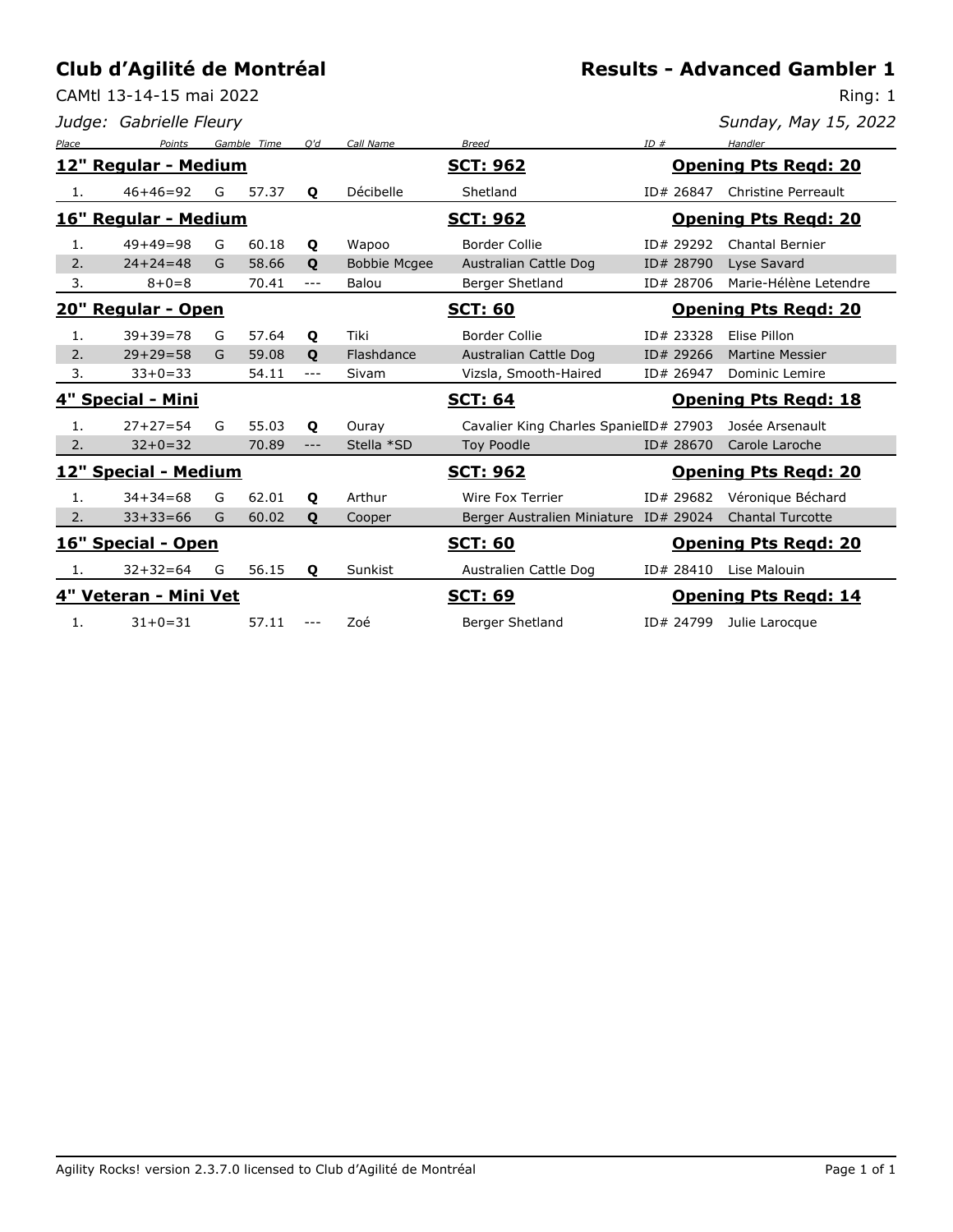# Club d'Agilité de Montréal

## Results - Advanced Gambler 1

CAMtl 13-14-15 mai 2022

Ring: 1

*Judge: Gabrielle Fleury*

*Sunday, May 15, 2022*

| Place | Points | Gamble | Time | Q'd | Call Name | Breed | ID # | Handler |
|---|---|---|---|---|---|---|---|---|
| **12" Regular - Medium** | | | | | | **SCT: 962** | | **Opening Pts Reqd: 20** |
| 1. | 46+46=92 | G | 57.37 | **Q** | Décibelle | Shetland | ID# 26847 | Christine Perreault |
| **16" Regular - Medium** | | | | | | **SCT: 962** | | **Opening Pts Reqd: 20** |
| 1. | 49+49=98 | G | 60.18 | **Q** | Wapoo | Border Collie | ID# 29292 | Chantal Bernier |
| 2. | 24+24=48 | G | 58.66 | **Q** | Bobbie Mcgee | Australian Cattle Dog | ID# 28790 | Lyse Savard |
| 3. | 8+0=8 | | 70.41 | --- | Balou | Berger Shetland | ID# 28706 | Marie-Hélène Letendre |
| **20" Regular - Open** | | | | | | **SCT: 60** | | **Opening Pts Reqd: 20** |
| 1. | 39+39=78 | G | 57.64 | **Q** | Tiki | Border Collie | ID# 23328 | Elise Pillon |
| 2. | 29+29=58 | G | 59.08 | **Q** | Flashdance | Australian Cattle Dog | ID# 29266 | Martine Messier |
| 3. | 33+0=33 | | 54.11 | --- | Sivam | Vizsla, Smooth-Haired | ID# 26947 | Dominic Lemire |
| **4" Special - Mini** | | | | | | **SCT: 64** | | **Opening Pts Reqd: 18** |
| 1. | 27+27=54 | G | 55.03 | **Q** | Ouray | Cavalier King Charles Spaniel | ID# 27903 | Josée Arsenault |
| 2. | 32+0=32 | | 70.89 | --- | Stella *SD | Toy Poodle | ID# 28670 | Carole Laroche |
| **12" Special - Medium** | | | | | | **SCT: 962** | | **Opening Pts Reqd: 20** |
| 1. | 34+34=68 | G | 62.01 | **Q** | Arthur | Wire Fox Terrier | ID# 29682 | Véronique Béchard |
| 2. | 33+33=66 | G | 60.02 | **Q** | Cooper | Berger Australien Miniature | ID# 29024 | Chantal Turcotte |
| **16" Special - Open** | | | | | | **SCT: 60** | | **Opening Pts Reqd: 20** |
| 1. | 32+32=64 | G | 56.15 | **Q** | Sunkist | Australien Cattle Dog | ID# 28410 | Lise Malouin |
| **4" Veteran - Mini Vet** | | | | | | **SCT: 69** | | **Opening Pts Reqd: 14** |
| 1. | 31+0=31 | | 57.11 | --- | Zoé | Berger Shetland | ID# 24799 | Julie Larocque |

Agility Rocks! version 2.3.7.0 licensed to Club d'Agilité de Montréal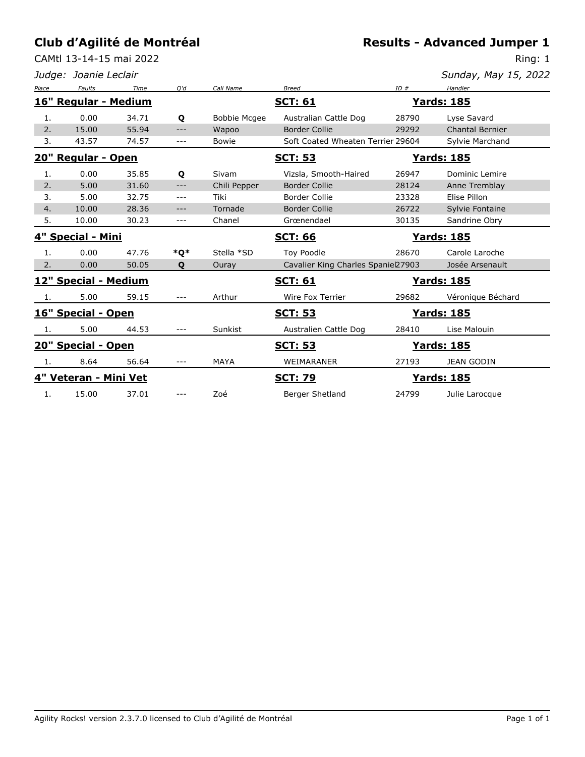## Club d'Agilité de Montréal

## Results - Advanced Jumper 1

CAMtl 13-14-15 mai 2022

Ring: 1

*Judge: Joanie Leclair*

*Sunday, May 15, 2022*

| Place | Faults | Time | Q'd | Call Name | Breed | ID # | Handler |
|---|---|---|---|---|---|---|---|
| **16" Regular - Medium** | | | | | **SCT: 61** | | **Yards: 185** |
| 1. | 0.00 | 34.71 | **Q** | Bobbie Mcgee | Australian Cattle Dog | 28790 | Lyse Savard |
| 2. | 15.00 | 55.94 | --- | Wapoo | Border Collie | 29292 | Chantal Bernier |
| 3. | 43.57 | 74.57 | --- | Bowie | Soft Coated Wheaten Terrier | 29604 | Sylvie Marchand |
| **20" Regular - Open** | | | | | **SCT: 53** | | **Yards: 185** |
| 1. | 0.00 | 35.85 | **Q** | Sivam | Vizsla, Smooth-Haired | 26947 | Dominic Lemire |
| 2. | 5.00 | 31.60 | --- | Chili Pepper | Border Collie | 28124 | Anne Tremblay |
| 3. | 5.00 | 32.75 | --- | Tiki | Border Collie | 23328 | Elise Pillon |
| 4. | 10.00 | 28.36 | --- | Tornade | Border Collie | 26722 | Sylvie Fontaine |
| 5. | 10.00 | 30.23 | --- | Chanel | Grœnendael | 30135 | Sandrine Obry |
| **4" Special - Mini** | | | | | **SCT: 66** | | **Yards: 185** |
| 1. | 0.00 | 47.76 | ***Q*** | Stella *SD | Toy Poodle | 28670 | Carole Laroche |
| 2. | 0.00 | 50.05 | **Q** | Ouray | Cavalier King Charles Spaniel | 27903 | Josée Arsenault |
| **12" Special - Medium** | | | | | **SCT: 61** | | **Yards: 185** |
| 1. | 5.00 | 59.15 | --- | Arthur | Wire Fox Terrier | 29682 | Véronique Béchard |
| **16" Special - Open** | | | | | **SCT: 53** | | **Yards: 185** |
| 1. | 5.00 | 44.53 | --- | Sunkist | Australien Cattle Dog | 28410 | Lise Malouin |
| **20" Special - Open** | | | | | **SCT: 53** | | **Yards: 185** |
| 1. | 8.64 | 56.64 | --- | MAYA | WEIMARANER | 27193 | JEAN GODIN |
| **4" Veteran - Mini Vet** | | | | | **SCT: 79** | | **Yards: 185** |
| 1. | 15.00 | 37.01 | --- | Zoé | Berger Shetland | 24799 | Julie Larocque |

Agility Rocks! version 2.3.7.0 licensed to Club d'Agilité de Montréal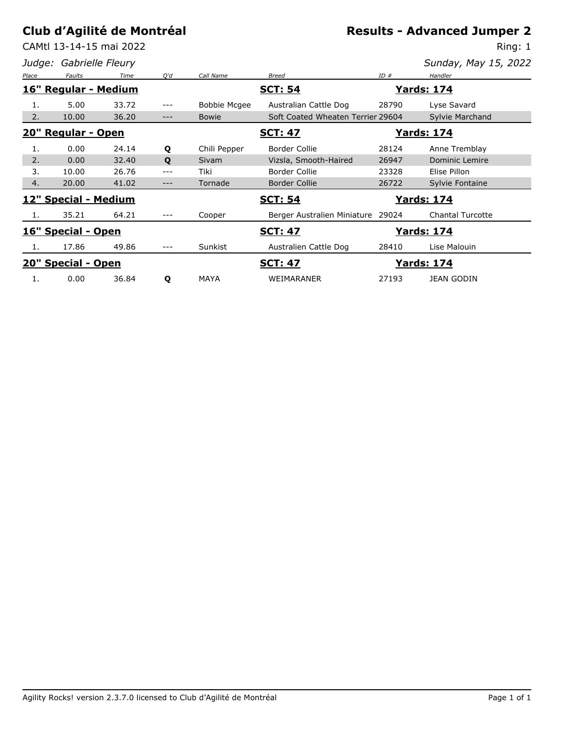# Club d'Agilité de Montréal

## Results - Advanced Jumper 2

CAMtl 13-14-15 mai 2022

Ring: 1

*Judge: Gabrielle Fleury*

*Sunday, May 15, 2022*

| Place | Faults | Time | Q'd | Call Name | Breed | ID # | Handler |
|---|---|---|---|---|---|---|---|
| **16" Regular - Medium** | | | | | **SCT: 54** | **Yards: 174** | |
| 1. | 5.00 | 33.72 | --- | Bobbie Mcgee | Australian Cattle Dog | 28790 | Lyse Savard |
| 2. | 10.00 | 36.20 | --- | Bowie | Soft Coated Wheaten Terrier | 29604 | Sylvie Marchand |
| **20" Regular - Open** | | | | | **SCT: 47** | **Yards: 174** | |
| 1. | 0.00 | 24.14 | **Q** | Chili Pepper | Border Collie | 28124 | Anne Tremblay |
| 2. | 0.00 | 32.40 | **Q** | Sivam | Vizsla, Smooth-Haired | 26947 | Dominic Lemire |
| 3. | 10.00 | 26.76 | --- | Tiki | Border Collie | 23328 | Elise Pillon |
| 4. | 20.00 | 41.02 | --- | Tornade | Border Collie | 26722 | Sylvie Fontaine |
| **12" Special - Medium** | | | | | **SCT: 54** | **Yards: 174** | |
| 1. | 35.21 | 64.21 | --- | Cooper | Berger Australien Miniature | 29024 | Chantal Turcotte |
| **16" Special - Open** | | | | | **SCT: 47** | **Yards: 174** | |
| 1. | 17.86 | 49.86 | --- | Sunkist | Australien Cattle Dog | 28410 | Lise Malouin |
| **20" Special - Open** | | | | | **SCT: 47** | **Yards: 174** | |
| 1. | 0.00 | 36.84 | **Q** | MAYA | WEIMARANER | 27193 | JEAN GODIN |

Agility Rocks! version 2.3.7.0 licensed to Club d'Agilité de Montréal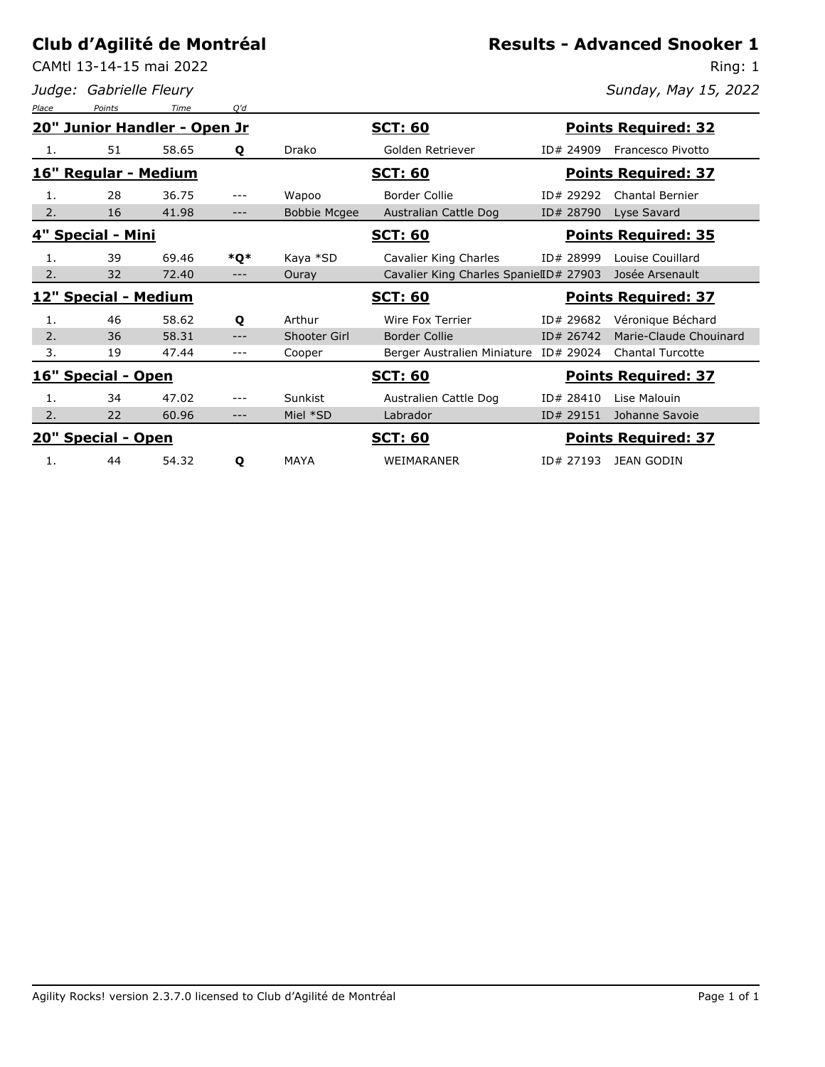# Club d'Agilité de Montréal

CAMtl 13-14-15 mai 2022

*Judge: Gabrielle Fleury*

## Results - Advanced Snooker 1

Ring: 1

*Sunday, May 15, 2022*

### 20" Junior Handler - Open Jr — SCT: 60 — Points Required: 32

| Place | Points | Time | Q'd | Dog | Breed | ID | Handler |
|---|---|---|---|---|---|---|---|
| 1. | 51 | 58.65 | Q | Drako | Golden Retriever | ID# 24909 | Francesco Pivotto |

### 16" Regular - Medium — SCT: 60 — Points Required: 37

| Place | Points | Time | Q'd | Dog | Breed | ID | Handler |
|---|---|---|---|---|---|---|---|
| 1. | 28 | 36.75 | --- | Wapoo | Border Collie | ID# 29292 | Chantal Bernier |
| 2. | 16 | 41.98 | --- | Bobbie Mcgee | Australian Cattle Dog | ID# 28790 | Lyse Savard |

### 4" Special - Mini — SCT: 60 — Points Required: 35

| Place | Points | Time | Q'd | Dog | Breed | ID | Handler |
|---|---|---|---|---|---|---|---|
| 1. | 39 | 69.46 | *Q* | Kaya *SD | Cavalier King Charles | ID# 28999 | Louise Couillard |
| 2. | 32 | 72.40 | --- | Ouray | Cavalier King Charles Spaniel | ID# 27903 | Josée Arsenault |

### 12" Special - Medium — SCT: 60 — Points Required: 37

| Place | Points | Time | Q'd | Dog | Breed | ID | Handler |
|---|---|---|---|---|---|---|---|
| 1. | 46 | 58.62 | Q | Arthur | Wire Fox Terrier | ID# 29682 | Véronique Béchard |
| 2. | 36 | 58.31 | --- | Shooter Girl | Border Collie | ID# 26742 | Marie-Claude Chouinard |
| 3. | 19 | 47.44 | --- | Cooper | Berger Australien Miniature | ID# 29024 | Chantal Turcotte |

### 16" Special - Open — SCT: 60 — Points Required: 37

| Place | Points | Time | Q'd | Dog | Breed | ID | Handler |
|---|---|---|---|---|---|---|---|
| 1. | 34 | 47.02 | --- | Sunkist | Australien Cattle Dog | ID# 28410 | Lise Malouin |
| 2. | 22 | 60.96 | --- | Miel *SD | Labrador | ID# 29151 | Johanne Savoie |

### 20" Special - Open — SCT: 60 — Points Required: 37

| Place | Points | Time | Q'd | Dog | Breed | ID | Handler |
|---|---|---|---|---|---|---|---|
| 1. | 44 | 54.32 | Q | MAYA | WEIMARANER | ID# 27193 | JEAN GODIN |

Agility Rocks! version 2.3.7.0 licensed to Club d'Agilité de Montréal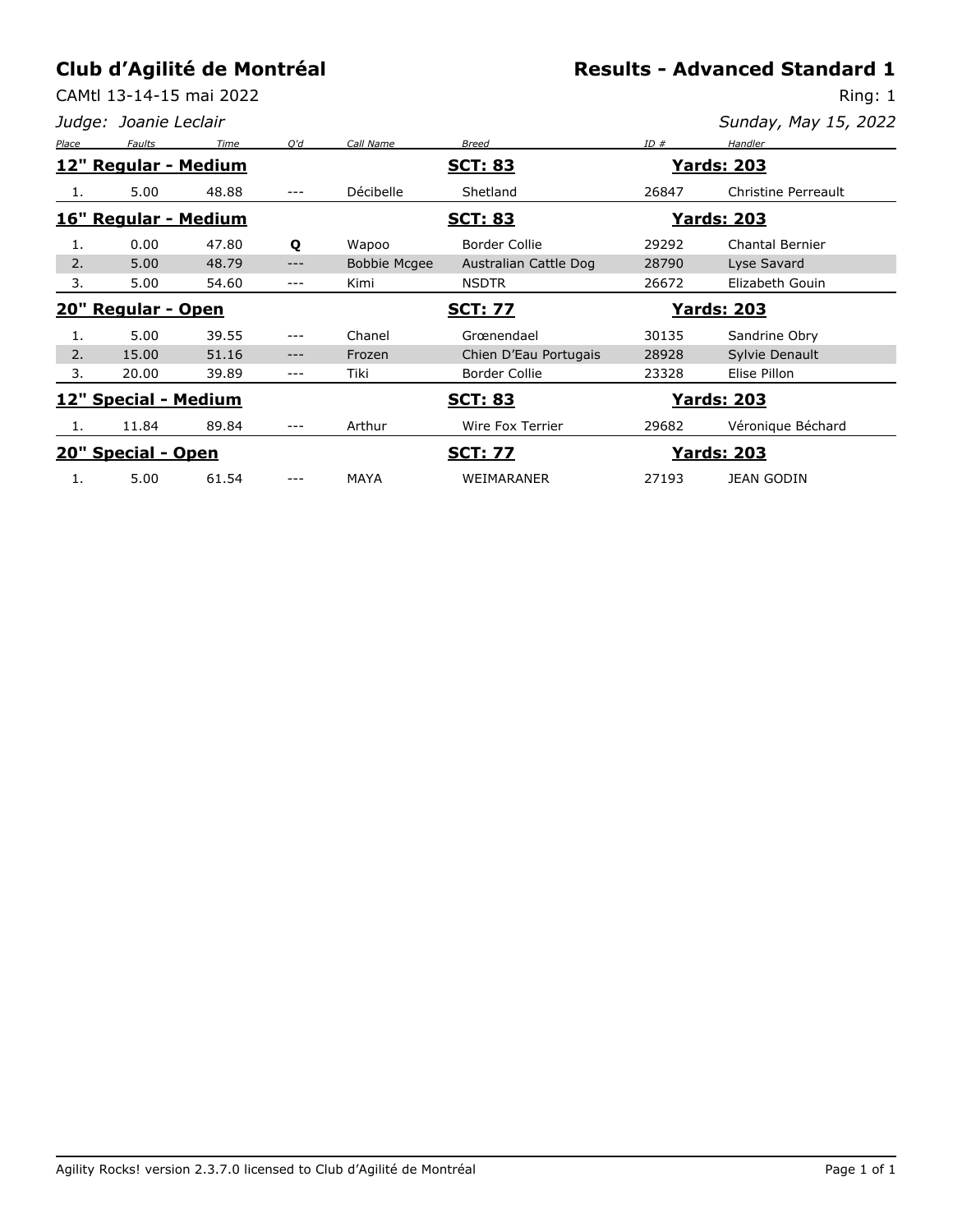# Club d'Agilité de Montréal

## Results - Advanced Standard 1

CAMtl 13-14-15 mai 2022

Ring: 1

*Judge: Joanie Leclair*

*Sunday, May 15, 2022*

| Place | Faults | Time | Q'd | Call Name | Breed | ID # | Handler |
|---|---|---|---|---|---|---|---|
| **12" Regular - Medium** | | | | | **SCT: 83** | **Yards: 203** | |
| 1. | 5.00 | 48.88 | --- | Décibelle | Shetland | 26847 | Christine Perreault |
| **16" Regular - Medium** | | | | | **SCT: 83** | **Yards: 203** | |
| 1. | 0.00 | 47.80 | **Q** | Wapoo | Border Collie | 29292 | Chantal Bernier |
| 2. | 5.00 | 48.79 | --- | Bobbie Mcgee | Australian Cattle Dog | 28790 | Lyse Savard |
| 3. | 5.00 | 54.60 | --- | Kimi | NSDTR | 26672 | Elizabeth Gouin |
| **20" Regular - Open** | | | | | **SCT: 77** | **Yards: 203** | |
| 1. | 5.00 | 39.55 | --- | Chanel | Grœnendael | 30135 | Sandrine Obry |
| 2. | 15.00 | 51.16 | --- | Frozen | Chien D'Eau Portugais | 28928 | Sylvie Denault |
| 3. | 20.00 | 39.89 | --- | Tiki | Border Collie | 23328 | Elise Pillon |
| **12" Special - Medium** | | | | | **SCT: 83** | **Yards: 203** | |
| 1. | 11.84 | 89.84 | --- | Arthur | Wire Fox Terrier | 29682 | Véronique Béchard |
| **20" Special - Open** | | | | | **SCT: 77** | **Yards: 203** | |
| 1. | 5.00 | 61.54 | --- | MAYA | WEIMARANER | 27193 | JEAN GODIN |

Agility Rocks! version 2.3.7.0 licensed to Club d'Agilité de Montréal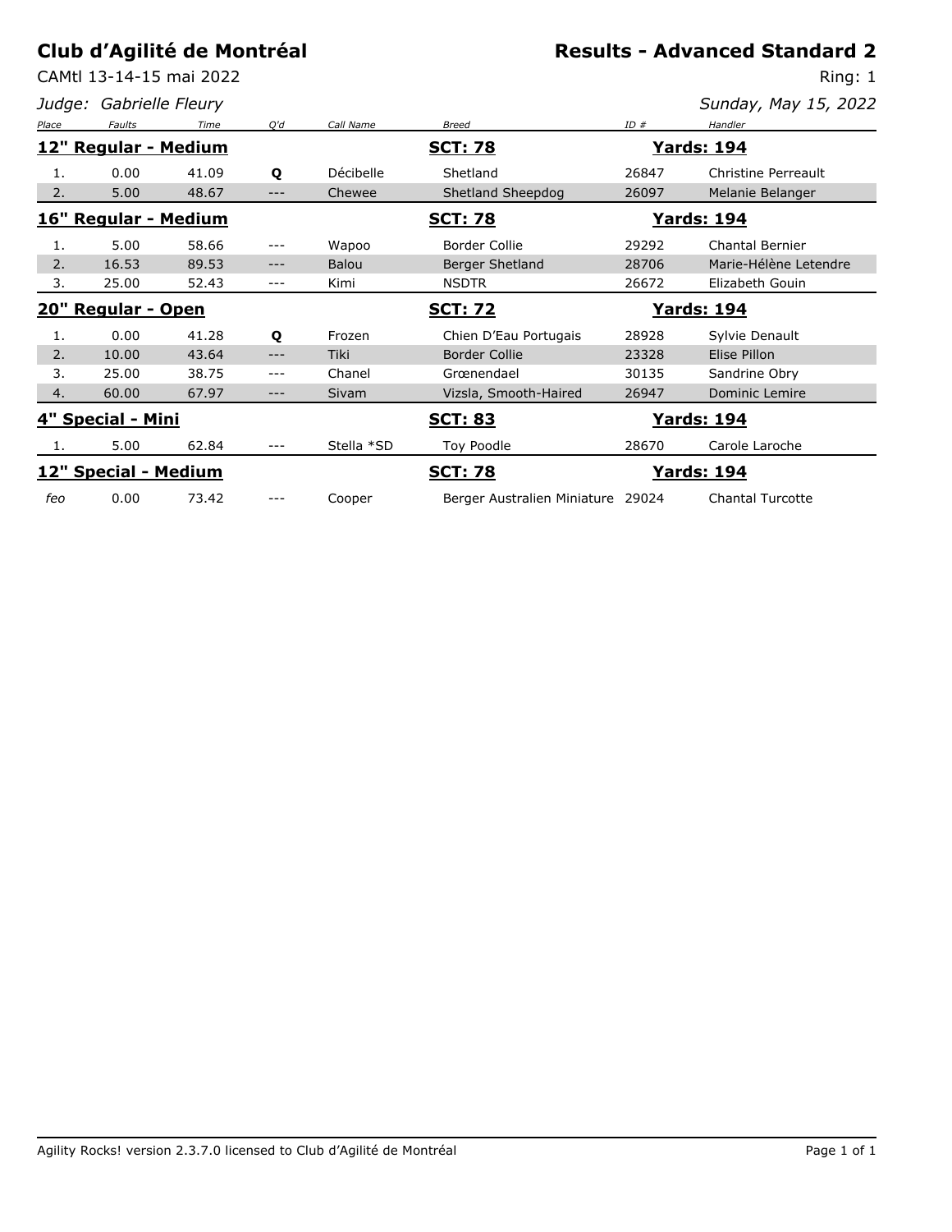# Club d'Agilité de Montréal

CAMtl 13-14-15 mai 2022

*Judge: Gabrielle Fleury*

## Results - Advanced Standard 2

Ring: 1

*Sunday, May 15, 2022*

| Place | Faults | Time | Q'd | Call Name | Breed | ID # | Handler |
|---|---|---|---|---|---|---|---|
| **12" Regular - Medium** | | | | | **SCT: 78** | **Yards: 194** | |
| 1. | 0.00 | 41.09 | **Q** | Décibelle | Shetland | 26847 | Christine Perreault |
| 2. | 5.00 | 48.67 | --- | Chewee | Shetland Sheepdog | 26097 | Melanie Belanger |
| **16" Regular - Medium** | | | | | **SCT: 78** | **Yards: 194** | |
| 1. | 5.00 | 58.66 | --- | Wapoo | Border Collie | 29292 | Chantal Bernier |
| 2. | 16.53 | 89.53 | --- | Balou | Berger Shetland | 28706 | Marie-Hélène Letendre |
| 3. | 25.00 | 52.43 | --- | Kimi | NSDTR | 26672 | Elizabeth Gouin |
| **20" Regular - Open** | | | | | **SCT: 72** | **Yards: 194** | |
| 1. | 0.00 | 41.28 | **Q** | Frozen | Chien D'Eau Portugais | 28928 | Sylvie Denault |
| 2. | 10.00 | 43.64 | --- | Tiki | Border Collie | 23328 | Elise Pillon |
| 3. | 25.00 | 38.75 | --- | Chanel | Grœnendael | 30135 | Sandrine Obry |
| 4. | 60.00 | 67.97 | --- | Sivam | Vizsla, Smooth-Haired | 26947 | Dominic Lemire |
| **4" Special - Mini** | | | | | **SCT: 83** | **Yards: 194** | |
| 1. | 5.00 | 62.84 | --- | Stella *SD | Toy Poodle | 28670 | Carole Laroche |
| **12" Special - Medium** | | | | | **SCT: 78** | **Yards: 194** | |
| *feo* | 0.00 | 73.42 | --- | Cooper | Berger Australien Miniature | 29024 | Chantal Turcotte |

Agility Rocks! version 2.3.7.0 licensed to Club d'Agilité de Montréal